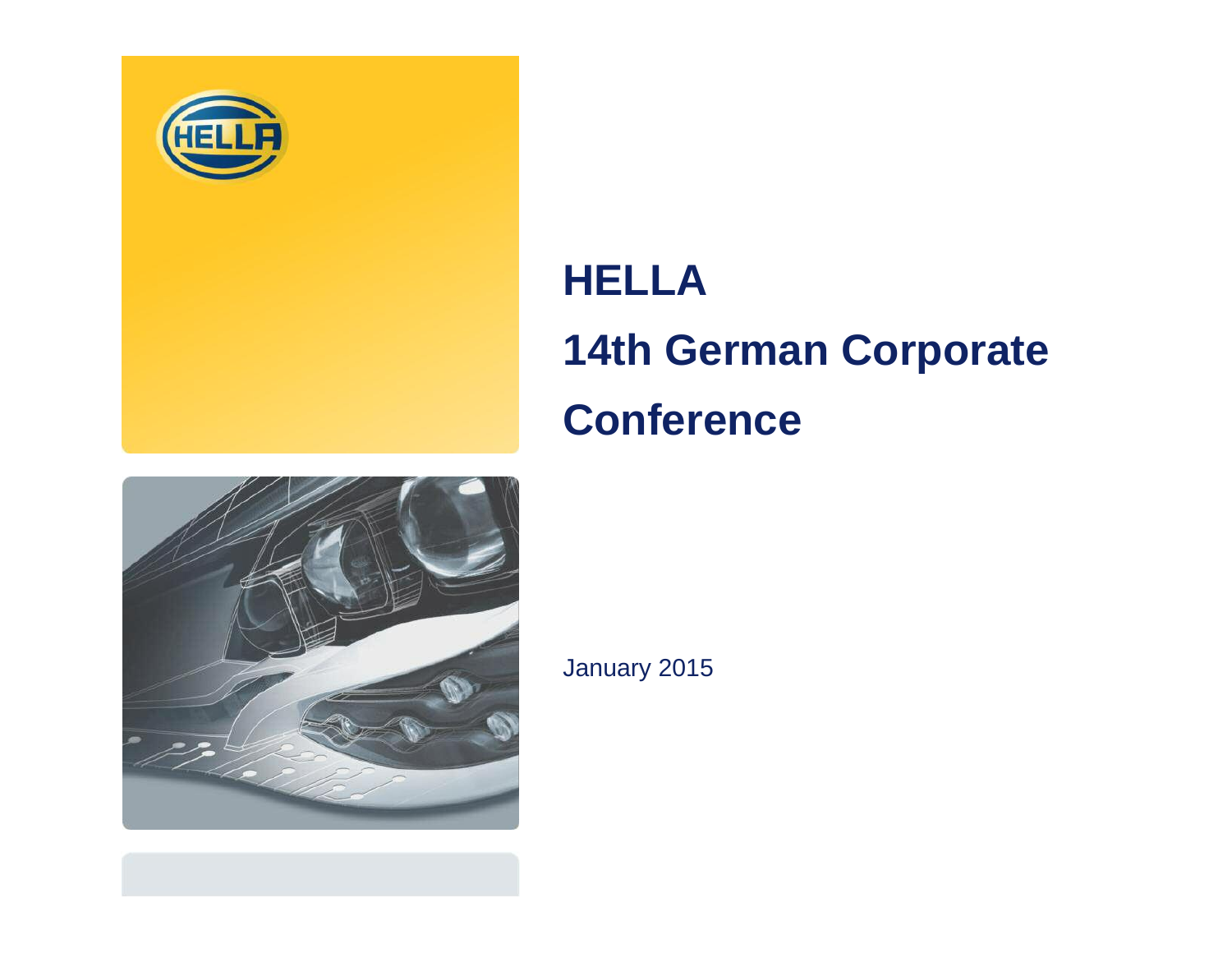# HELLA
# 14th German Corporate Conference

January 2015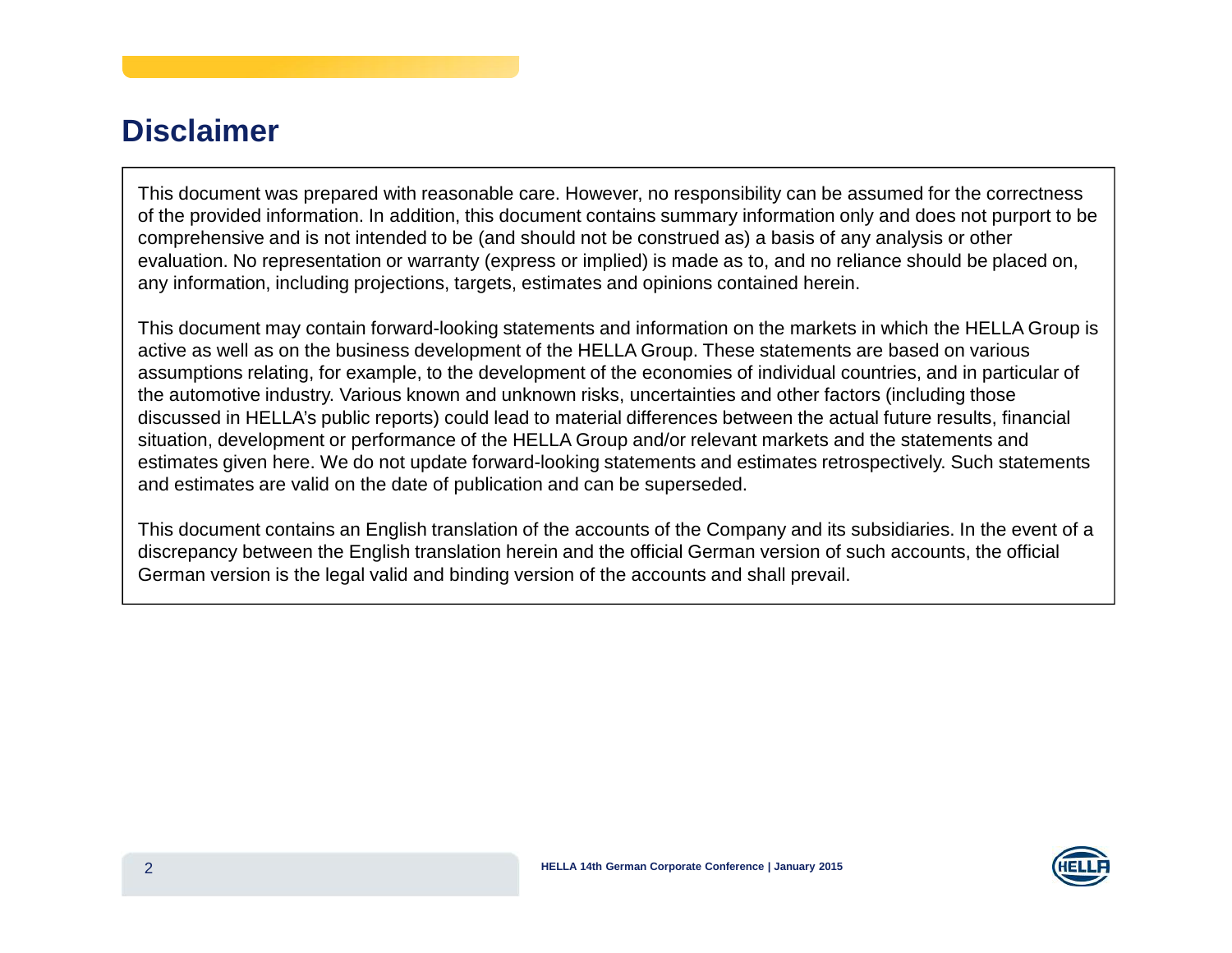# Disclaimer

This document was prepared with reasonable care. However, no responsibility can be assumed for the correctness of the provided information. In addition, this document contains summary information only and does not purport to be comprehensive and is not intended to be (and should not be construed as) a basis of any analysis or other evaluation. No representation or warranty (express or implied) is made as to, and no reliance should be placed on, any information, including projections, targets, estimates and opinions contained herein.

This document may contain forward-looking statements and information on the markets in which the HELLA Group is active as well as on the business development of the HELLA Group. These statements are based on various assumptions relating, for example, to the development of the economies of individual countries, and in particular of the automotive industry. Various known and unknown risks, uncertainties and other factors (including those discussed in HELLA's public reports) could lead to material differences between the actual future results, financial situation, development or performance of the HELLA Group and/or relevant markets and the statements and estimates given here. We do not update forward-looking statements and estimates retrospectively. Such statements and estimates are valid on the date of publication and can be superseded.

This document contains an English translation of the accounts of the Company and its subsidiaries. In the event of a discrepancy between the English translation herein and the official German version of such accounts, the official German version is the legal valid and binding version of the accounts and shall prevail.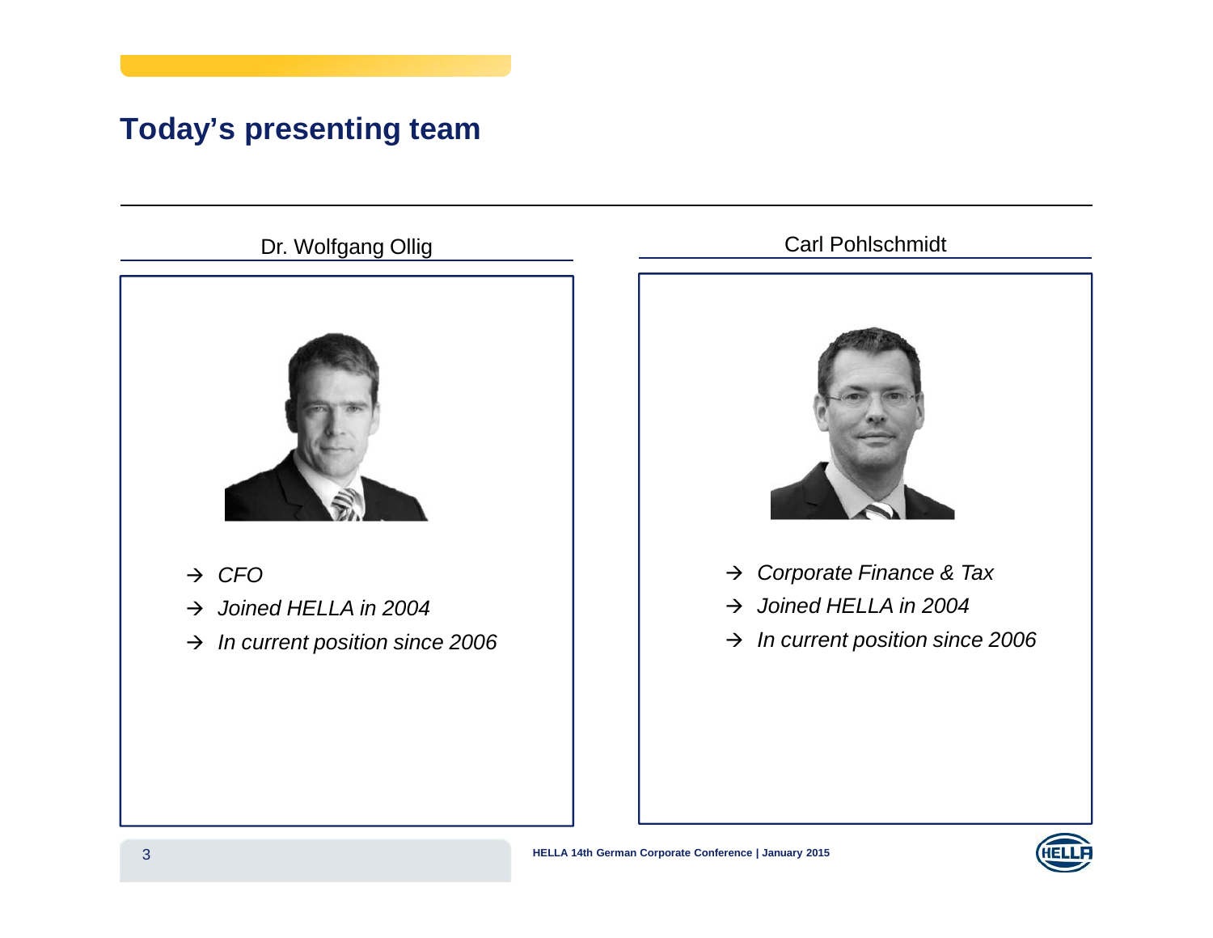# Today's presenting team

## Dr. Wolfgang Ollig

- → *CFO*
- → *Joined HELLA in 2004*
- → *In current position since 2006*

## Carl Pohlschmidt

- → *Corporate Finance & Tax*
- → *Joined HELLA in 2004*
- → *In current position since 2006*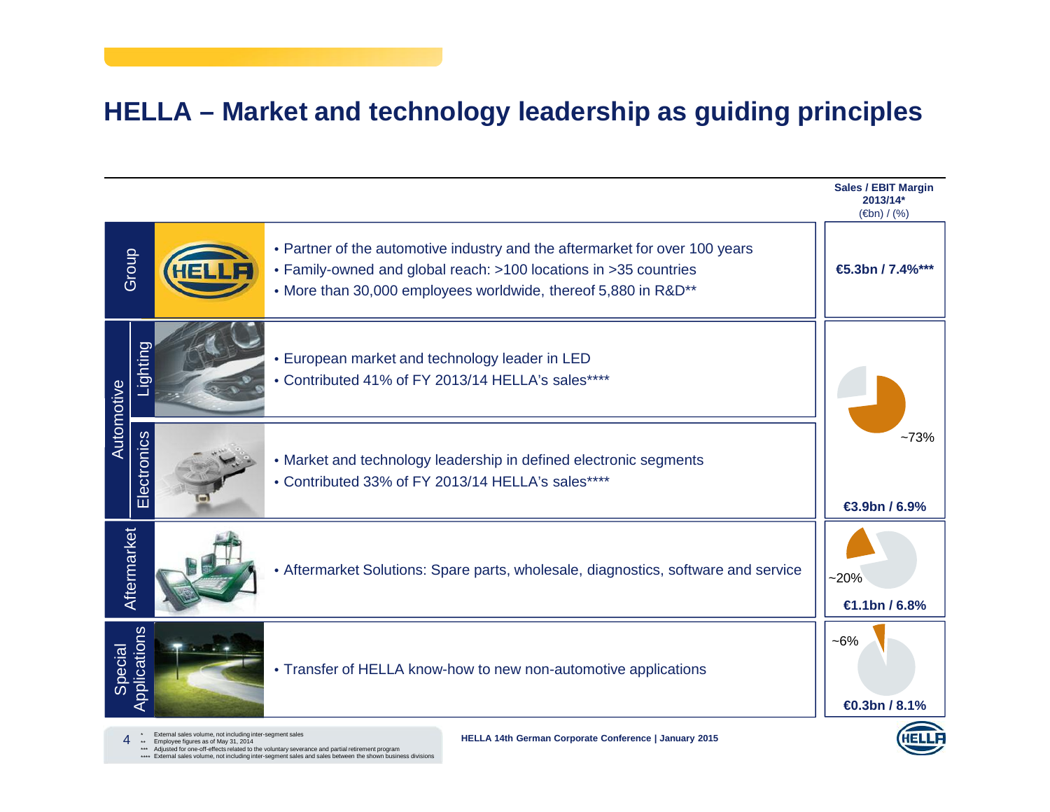# HELLA – Market and technology leadership as guiding principles

| Segment | | Description | Sales / EBIT Margin 2013/14* (€bn) / (%) |
| --- | --- | --- | --- |
| Group | | • Partner of the automotive industry and the aftermarket for over 100 years<br>• Family-owned and global reach: >100 locations in >35 countries<br>• More than 30,000 employees worldwide, thereof 5,880 in R&D** | €5.3bn / 7.4%*** |
| Automotive | Lighting | • European market and technology leader in LED<br>• Contributed 41% of FY 2013/14 HELLA's sales**** | ~73%<br>€3.9bn / 6.9% |
| | Electronics | • Market and technology leadership in defined electronic segments<br>• Contributed 33% of FY 2013/14 HELLA's sales**** | |
| Aftermarket | | • Aftermarket Solutions: Spare parts, wholesale, diagnostics, software and service | ~20%<br>€1.1bn / 6.8% |
| Special Applications | | • Transfer of HELLA know-how to new non-automotive applications | ~6%<br>€0.3bn / 8.1% |

\* External sales volume, not including inter-segment sales
\** Employee figures as of May 31, 2014
\*** Adjusted for one-off-effects related to the voluntary severance and partial retirement program
\**** External sales volume, not including inter-segment sales and sales between the shown business divisions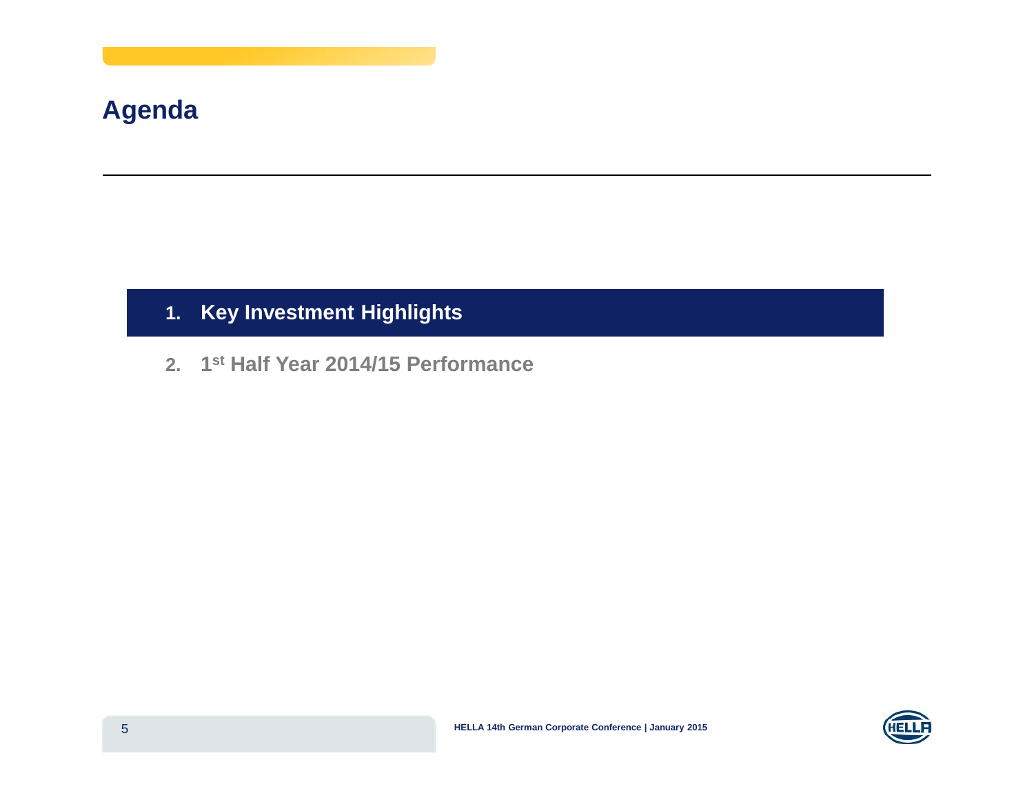# Agenda

1. **Key Investment Highlights**
2. **1st Half Year 2014/15 Performance**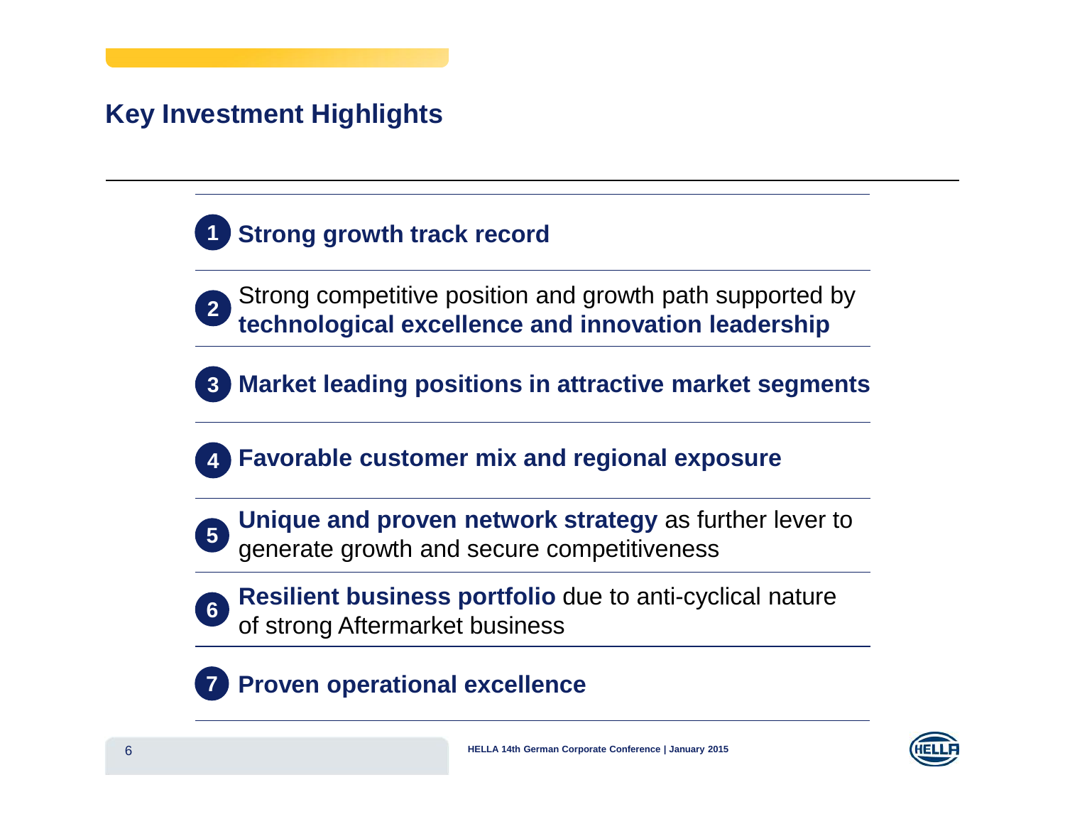# Key Investment Highlights

1. **Strong growth track record**
2. Strong competitive position and growth path supported by **technological excellence and innovation leadership**
3. **Market leading positions in attractive market segments**
4. **Favorable customer mix and regional exposure**
5. **Unique and proven network strategy** as further lever to generate growth and secure competitiveness
6. **Resilient business portfolio** due to anti-cyclical nature of strong Aftermarket business
7. **Proven operational excellence**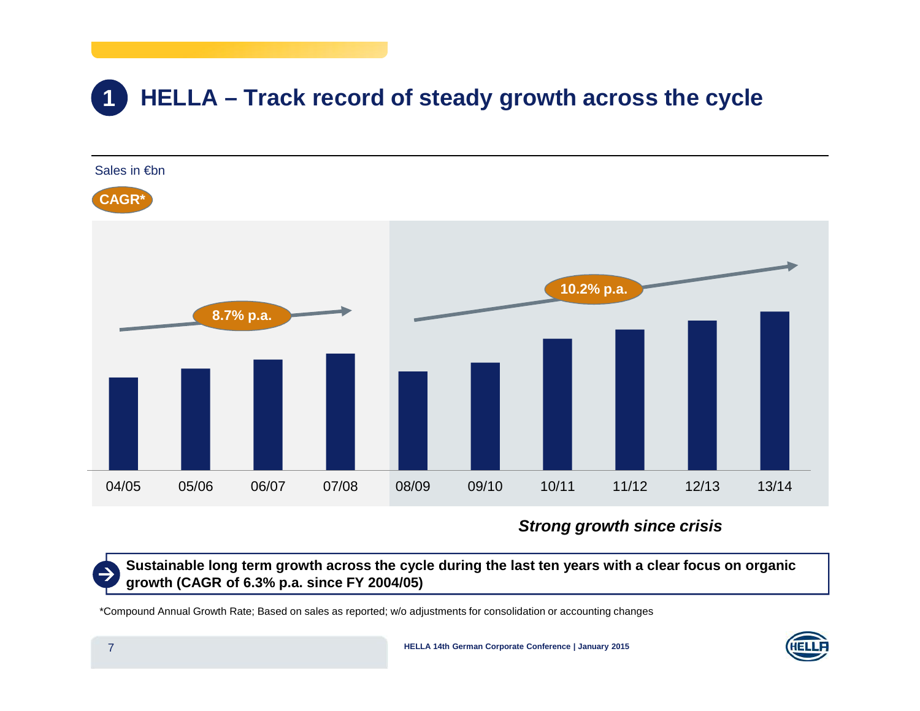# 1 HELLA – Track record of steady growth across the cycle

Sales in €bn

CAGR*

8.7% p.a.

10.2% p.a.

04/05 05/06 06/07 07/08 08/09 09/10 10/11 11/12 12/13 13/14

***Strong growth since crisis***

**Sustainable long term growth across the cycle during the last ten years with a clear focus on organic growth (CAGR of 6.3% p.a. since FY 2004/05)**

*Compound Annual Growth Rate; Based on sales as reported; w/o adjustments for consolidation or accounting changes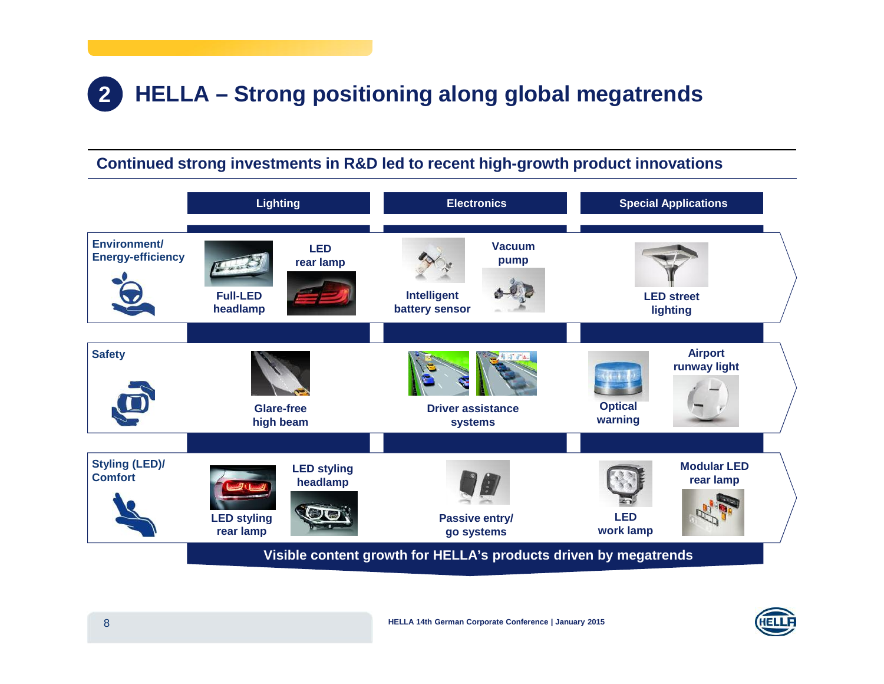# 2 HELLA – Strong positioning along global megatrends

## Continued strong investments in R&D led to recent high-growth product innovations

| | Lighting | Electronics | Special Applications |
|---|---|---|---|
| Environment/ Energy-efficiency | Full-LED headlamp; LED rear lamp | Intelligent battery sensor; Vacuum pump | LED street lighting |
| Safety | Glare-free high beam | Driver assistance systems | Optical warning; Airport runway light |
| Styling (LED)/ Comfort | LED styling rear lamp; LED styling headlamp | Passive entry/ go systems | LED work lamp; Modular LED rear lamp |

**Visible content growth for HELLA's products driven by megatrends**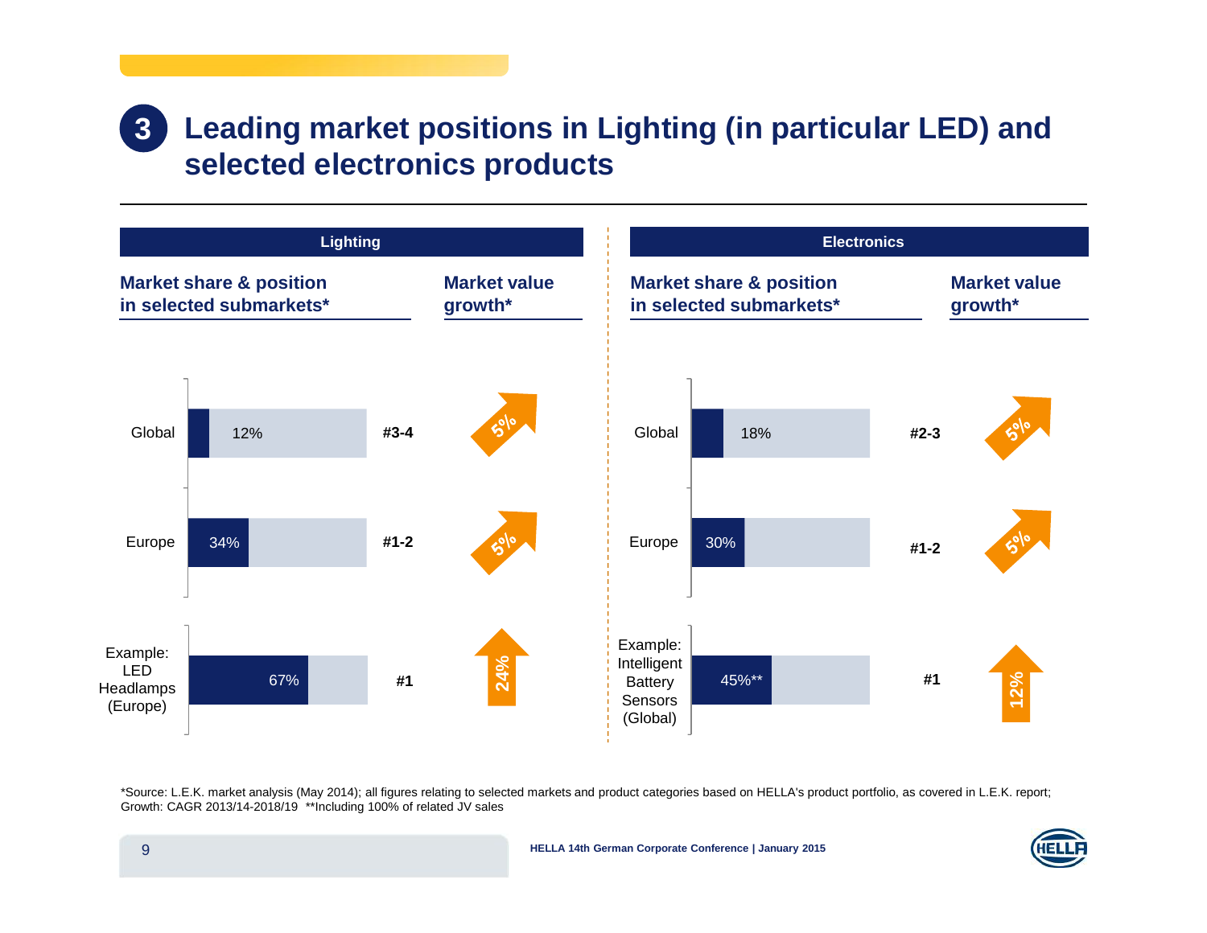# 3 Leading market positions in Lighting (in particular LED) and selected electronics products

## Lighting

| Market share & position in selected submarkets* | Share | Position | Market value growth* |
|---|---|---|---|
| Global | 12% | #3-4 | 5% |
| Europe | 34% | #1-2 | 5% |
| Example: LED Headlamps (Europe) | 67% | #1 | 24% |

## Electronics

| Market share & position in selected submarkets* | Share | Position | Market value growth* |
|---|---|---|---|
| Global | 18% | #2-3 | 5% |
| Europe | 30% | #1-2 | 5% |
| Example: Intelligent Battery Sensors (Global) | 45%** | #1 | 12% |

*Source: L.E.K. market analysis (May 2014); all figures relating to selected markets and product categories based on HELLA's product portfolio, as covered in L.E.K. report; Growth: CAGR 2013/14-2018/19 **Including 100% of related JV sales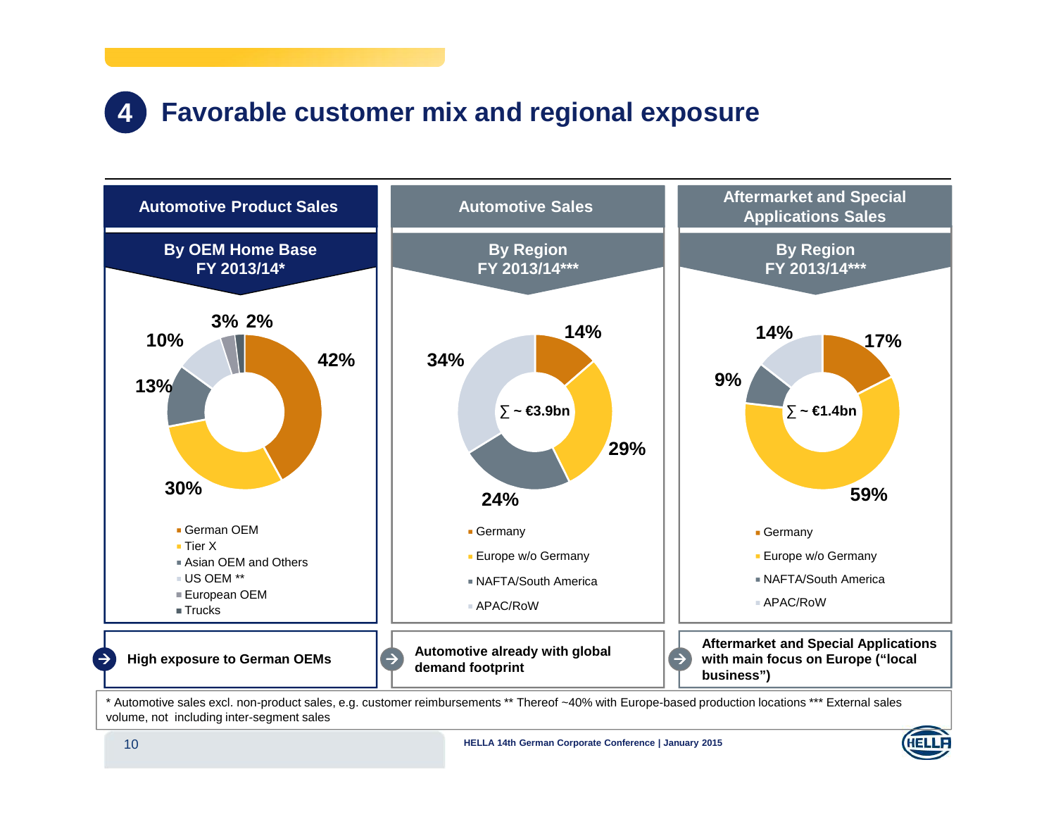# 4 Favorable customer mix and regional exposure

## Automotive Product Sales

**By OEM Home Base FY 2013/14***

| Segment | Share |
|---|---|
| German OEM | 42% |
| Tier X | 30% |
| Asian OEM and Others | 13% |
| US OEM ** | 10% |
| European OEM | 3% |
| Trucks | 2% |

➔ **High exposure to German OEMs**

## Automotive Sales

**By Region FY 2013/14*****

∑ ~ €3.9bn

| Region | Share |
|---|---|
| Germany | 14% |
| Europe w/o Germany | 29% |
| NAFTA/South America | 24% |
| APAC/RoW | 34% |

➔ **Automotive already with global demand footprint**

## Aftermarket and Special Applications Sales

**By Region FY 2013/14*****

∑ ~ €1.4bn

| Region | Share |
|---|---|
| Germany | 17% |
| Europe w/o Germany | 59% |
| NAFTA/South America | 9% |
| APAC/RoW | 14% |

➔ **Aftermarket and Special Applications with main focus on Europe ("local business")**

* Automotive sales excl. non-product sales, e.g. customer reimbursements ** Thereof ~40% with Europe-based production locations *** External sales volume, not including inter-segment sales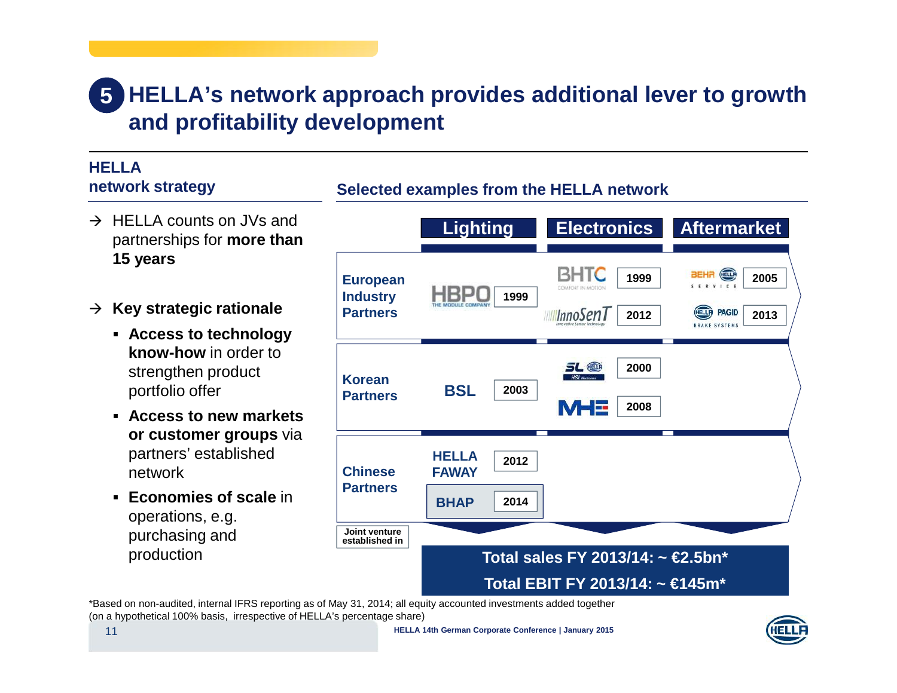# 5 HELLA's network approach provides additional lever to growth and profitability development

## HELLA network strategy

- → HELLA counts on JVs and partnerships for **more than 15 years**
- → **Key strategic rationale**
  - **Access to technology know-how** in order to strengthen product portfolio offer
  - **Access to new markets or customer groups** via partners' established network
  - **Economies of scale** in operations, e.g. purchasing and production

## Selected examples from the HELLA network

| | Lighting | Electronics | Aftermarket |
|---|---|---|---|
| **European Industry Partners** | HBPO 1999 | BHTC 1999; InnoSenT 2012 | BEHR HELLA SERVICE 2005; HELLA PAGID BRAKE SYSTEMS 2013 |
| **Korean Partners** | BSL 2003 | SL HELLA (HSL Electronics) 2000; MHE 2008 | |
| **Chinese Partners** | HELLA FAWAY 2012; BHAP 2014 | | |

Joint venture established in

**Total sales FY 2013/14: ~ €2.5bn***

**Total EBIT FY 2013/14: ~ €145m***

*Based on non-audited, internal IFRS reporting as of May 31, 2014; all equity accounted investments added together (on a hypothetical 100% basis, irrespective of HELLA's percentage share)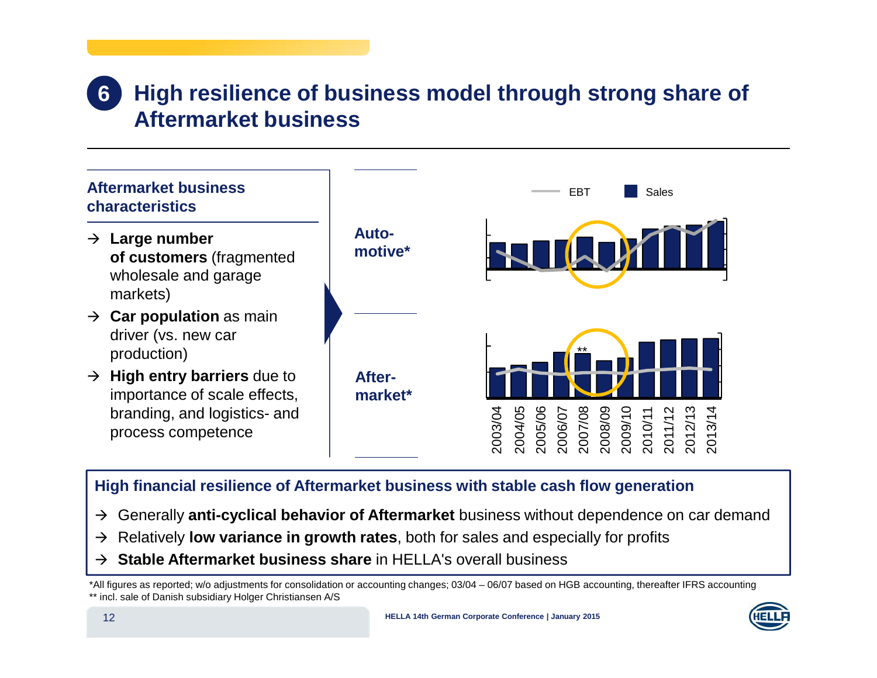# 6 High resilience of business model through strong share of Aftermarket business

## Aftermarket business characteristics

- → **Large number of customers** (fragmented wholesale and garage markets)
- → **Car population** as main driver (vs. new car production)
- → **High entry barriers** due to importance of scale effects, branding, and logistics- and process competence

**Auto-motive***

**After-market***

EBT | Sales

**

2003/04 2004/05 2005/06 2006/07 2007/08 2008/09 2009/10 2010/11 2011/12 2012/13 2013/14

## High financial resilience of Aftermarket business with stable cash flow generation

- → Generally **anti-cyclical behavior of Aftermarket** business without dependence on car demand
- → Relatively **low variance in growth rates**, both for sales and especially for profits
- → **Stable Aftermarket business share** in HELLA's overall business

*All figures as reported; w/o adjustments for consolidation or accounting changes; 03/04 – 06/07 based on HGB accounting, thereafter IFRS accounting

** incl. sale of Danish subsidiary Holger Christiansen A/S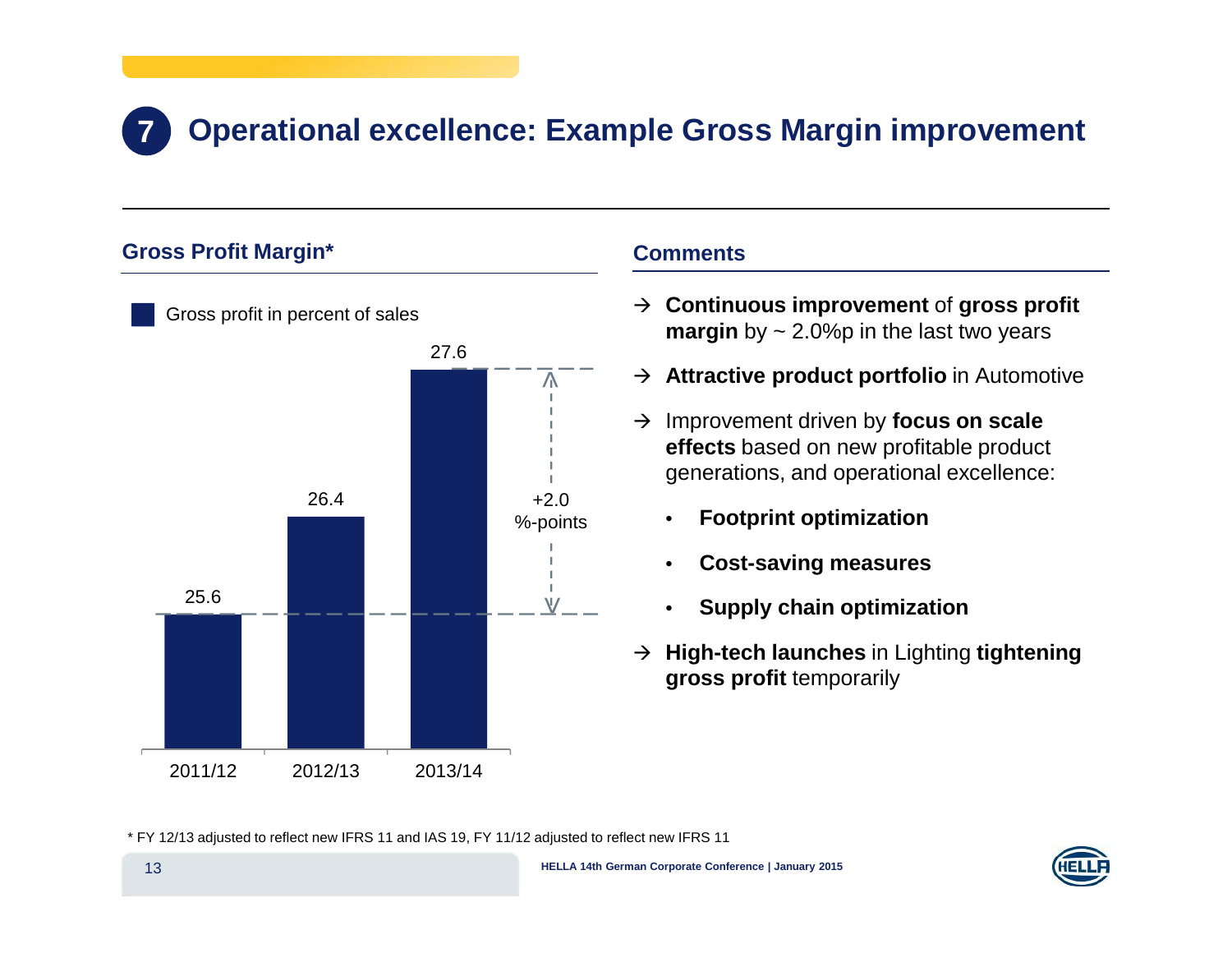# 7 Operational excellence: Example Gross Margin improvement

## Gross Profit Margin*

Gross profit in percent of sales

| | 2011/12 | 2012/13 | 2013/14 |
|---|---|---|---|
| Gross profit in percent of sales | 25.6 | 26.4 | 27.6 |

+2.0 %-points

## Comments

→ **Continuous improvement** of **gross profit margin** by ~ 2.0%p in the last two years

→ **Attractive product portfolio** in Automotive

→ Improvement driven by **focus on scale effects** based on new profitable product generations, and operational excellence:

- **Footprint optimization**
- **Cost-saving measures**
- **Supply chain optimization**

→ **High-tech launches** in Lighting **tightening gross profit** temporarily

* FY 12/13 adjusted to reflect new IFRS 11 and IAS 19, FY 11/12 adjusted to reflect new IFRS 11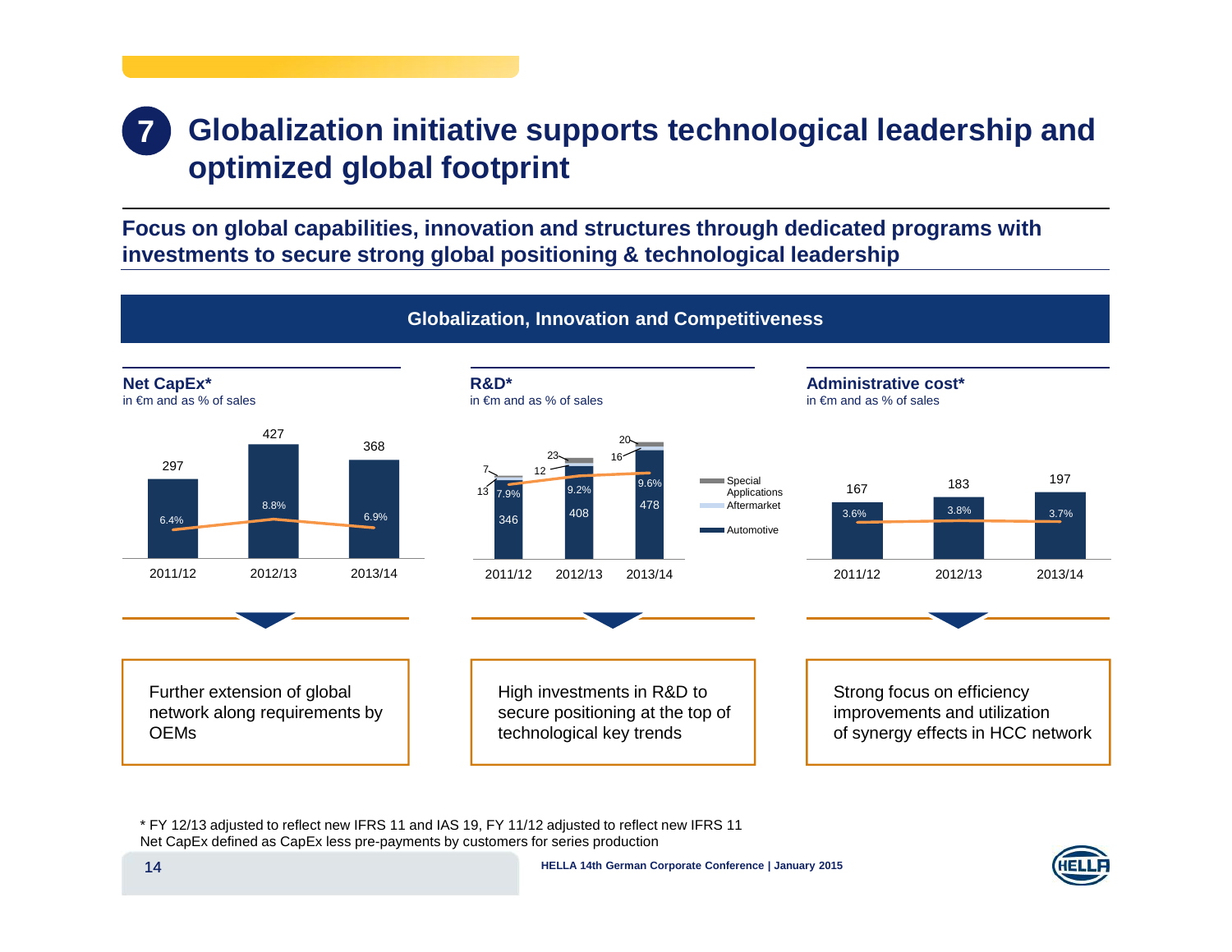# 7 Globalization initiative supports technological leadership and optimized global footprint

**Focus on global capabilities, innovation and structures through dedicated programs with investments to secure strong global positioning & technological leadership**

## Globalization, Innovation and Competitiveness

### Net CapEx*

in €m and as % of sales

| | 2011/12 | 2012/13 | 2013/14 |
|---|---|---|---|
| Net CapEx (€m) | 297 | 427 | 368 |
| % of sales | 6.4% | 8.8% | 6.9% |

Further extension of global network along requirements by OEMs

### R&D*

in €m and as % of sales

| | 2011/12 | 2012/13 | 2013/14 |
|---|---|---|---|
| Special Applications | 7 | 23 | 20 |
| Aftermarket | 13 | 12 | 16 |
| Automotive | 346 | 408 | 478 |
| % of sales | 7.9% | 9.2% | 9.6% |

High investments in R&D to secure positioning at the top of technological key trends

### Administrative cost*

in €m and as % of sales

| | 2011/12 | 2012/13 | 2013/14 |
|---|---|---|---|
| Administrative cost (€m) | 167 | 183 | 197 |
| % of sales | 3.6% | 3.8% | 3.7% |

Strong focus on efficiency improvements and utilization of synergy effects in HCC network

* FY 12/13 adjusted to reflect new IFRS 11 and IAS 19, FY 11/12 adjusted to reflect new IFRS 11
Net CapEx defined as CapEx less pre-payments by customers for series production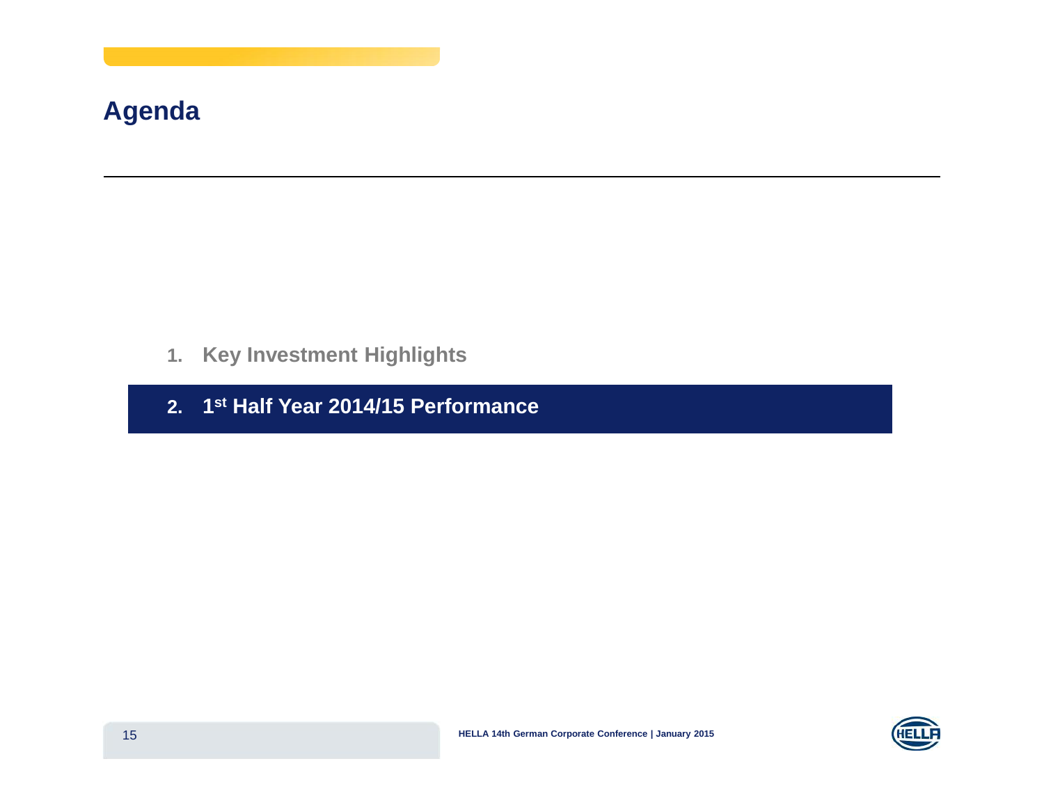# Agenda

1. Key Investment Highlights
2. 1st Half Year 2014/15 Performance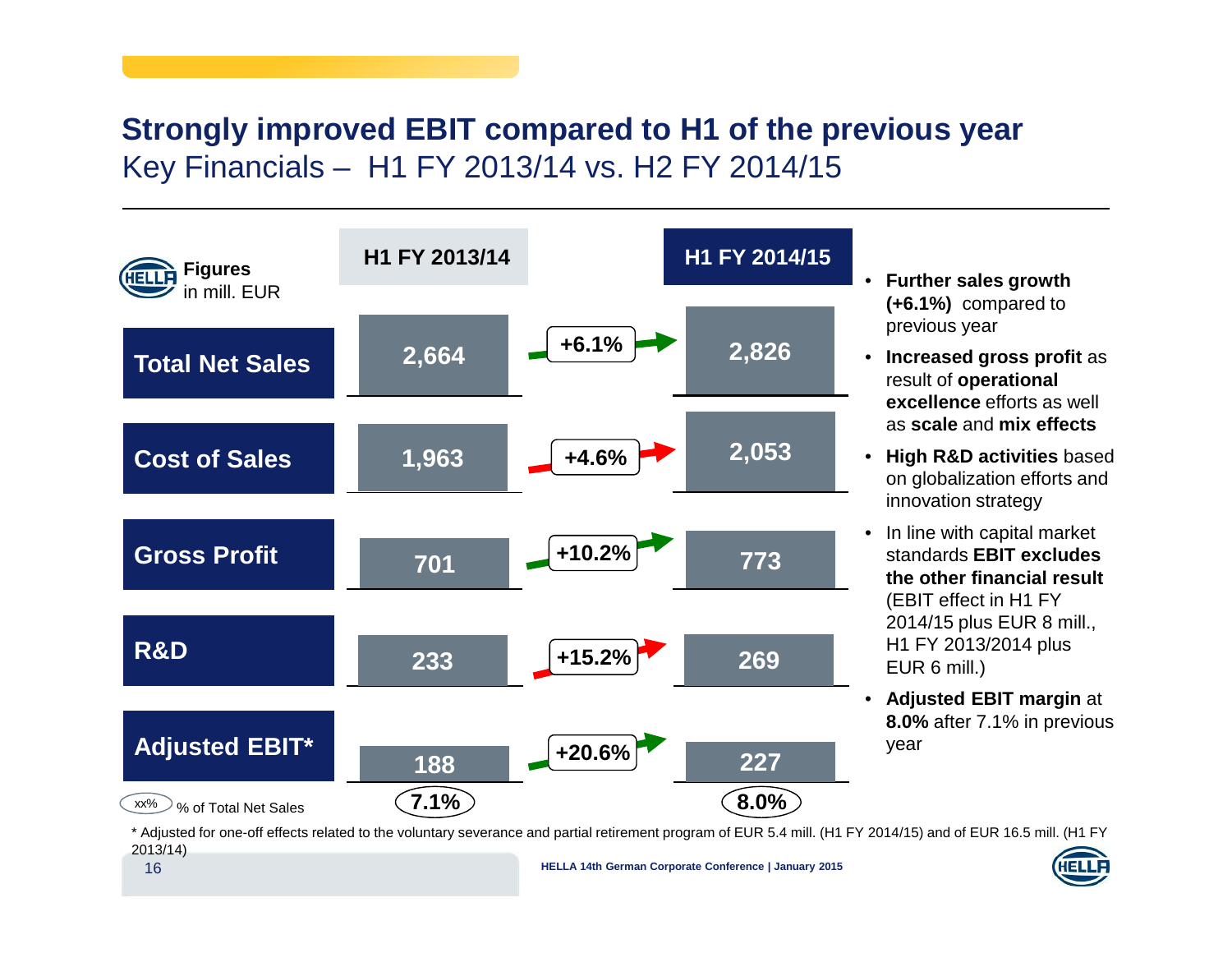# Strongly improved EBIT compared to H1 of the previous year

## Key Financials – H1 FY 2013/14 vs. H2 FY 2014/15

| Figures in mill. EUR | H1 FY 2013/14 | Change | H1 FY 2014/15 |
|---|---|---|---|
| Total Net Sales | 2,664 | +6.1% | 2,826 |
| Cost of Sales | 1,963 | +4.6% | 2,053 |
| Gross Profit | 701 | +10.2% | 773 |
| R&D | 233 | +15.2% | 269 |
| Adjusted EBIT* | 188 | +20.6% | 227 |
| % of Total Net Sales | 7.1% | | 8.0% |

- **Further sales growth (+6.1%)** compared to previous year
- **Increased gross profit** as result of **operational excellence** efforts as well as **scale** and **mix effects**
- **High R&D activities** based on globalization efforts and innovation strategy
- In line with capital market standards **EBIT excludes the other financial result** (EBIT effect in H1 FY 2014/15 plus EUR 8 mill., H1 FY 2013/2014 plus EUR 6 mill.)
- **Adjusted EBIT margin** at **8.0%** after 7.1% in previous year

\* Adjusted for one-off effects related to the voluntary severance and partial retirement program of EUR 5.4 mill. (H1 FY 2014/15) and of EUR 16.5 mill. (H1 FY 2013/14)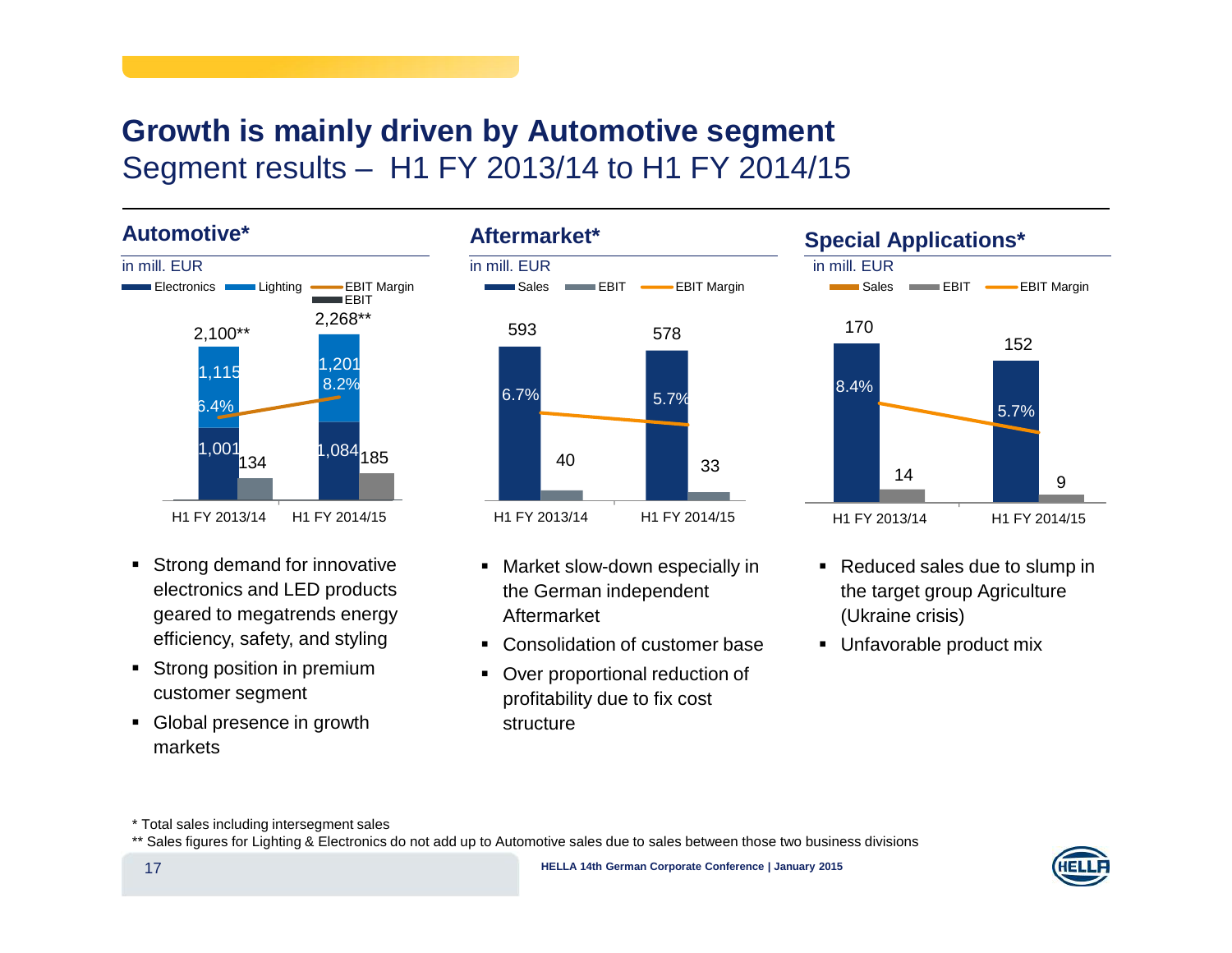# Growth is mainly driven by Automotive segment

## Segment results – H1 FY 2013/14 to H1 FY 2014/15

### Automotive*

in mill. EUR

| | H1 FY 2013/14 | H1 FY 2014/15 |
|---|---|---|
| Sales total | 2,100** | 2,268** |
| Electronics | 1,001 | 1,084 |
| Lighting | 1,115 | 1,201 |
| EBIT | 134 | 185 |
| EBIT Margin | 6.4% | 8.2% |

- Strong demand for innovative electronics and LED products geared to megatrends energy efficiency, safety, and styling
- Strong position in premium customer segment
- Global presence in growth markets

### Aftermarket*

in mill. EUR

| | H1 FY 2013/14 | H1 FY 2014/15 |
|---|---|---|
| Sales | 593 | 578 |
| EBIT | 40 | 33 |
| EBIT Margin | 6.7% | 5.7% |

- Market slow-down especially in the German independent Aftermarket
- Consolidation of customer base
- Over proportional reduction of profitability due to fix cost structure

### Special Applications*

in mill. EUR

| | H1 FY 2013/14 | H1 FY 2014/15 |
|---|---|---|
| Sales | 170 | 152 |
| EBIT | 14 | 9 |
| EBIT Margin | 8.4% | 5.7% |

- Reduced sales due to slump in the target group Agriculture (Ukraine crisis)
- Unfavorable product mix

\* Total sales including intersegment sales

\*\* Sales figures for Lighting & Electronics do not add up to Automotive sales due to sales between those two business divisions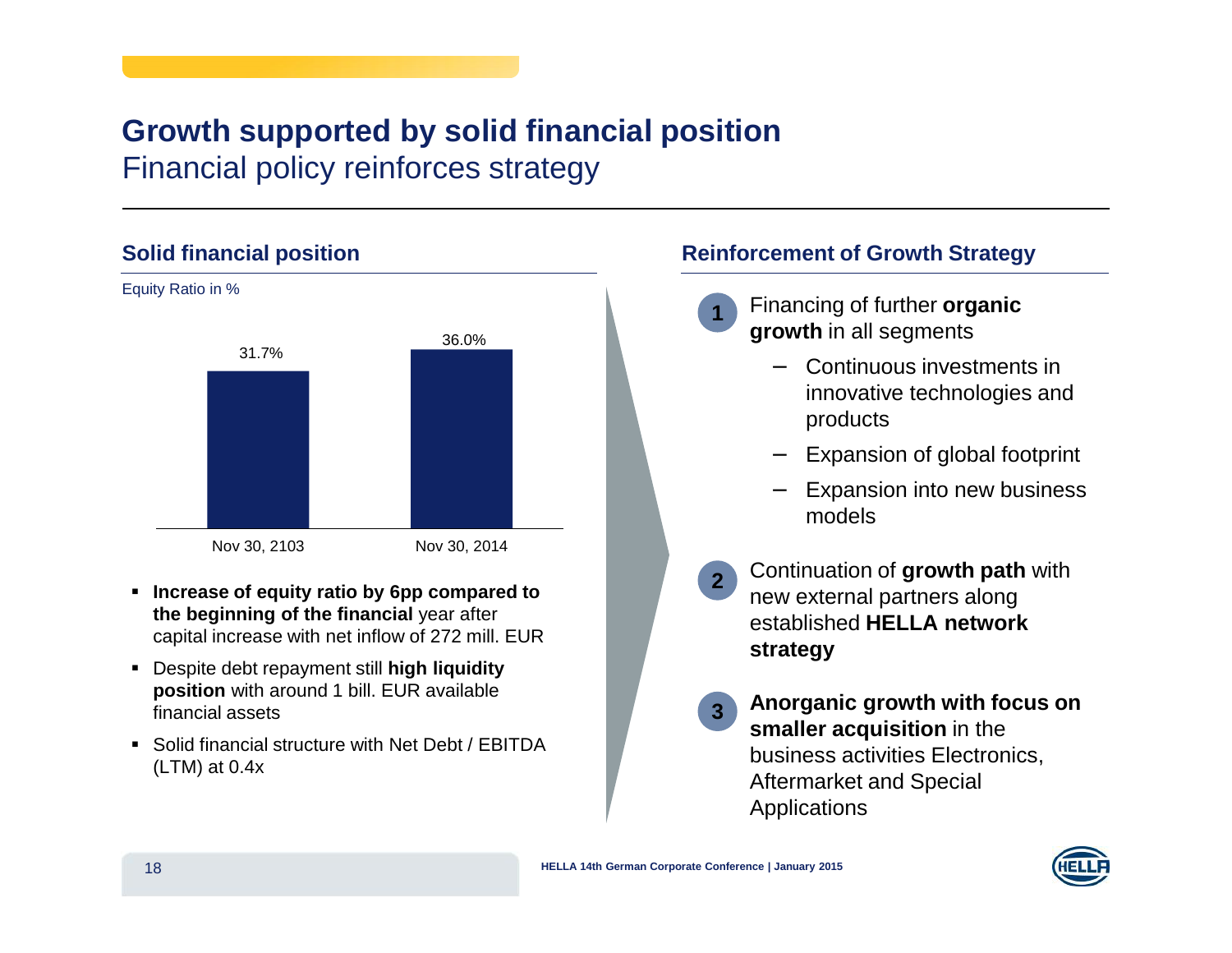# Growth supported by solid financial position

## Financial policy reinforces strategy

### Solid financial position

Equity Ratio in %

31.7%

36.0%

Nov 30, 2103

Nov 30, 2014

- **Increase of equity ratio by 6pp compared to the beginning of the financial** year after capital increase with net inflow of 272 mill. EUR
- Despite debt repayment still **high liquidity position** with around 1 bill. EUR available financial assets
- Solid financial structure with Net Debt / EBITDA (LTM) at 0.4x

### Reinforcement of Growth Strategy

1. Financing of further **organic growth** in all segments
   - Continuous investments in innovative technologies and products
   - Expansion of global footprint
   - Expansion into new business models
2. Continuation of **growth path** with new external partners along established **HELLA network strategy**
3. **Anorganic growth with focus on smaller acquisition** in the business activities Electronics, Aftermarket and Special Applications